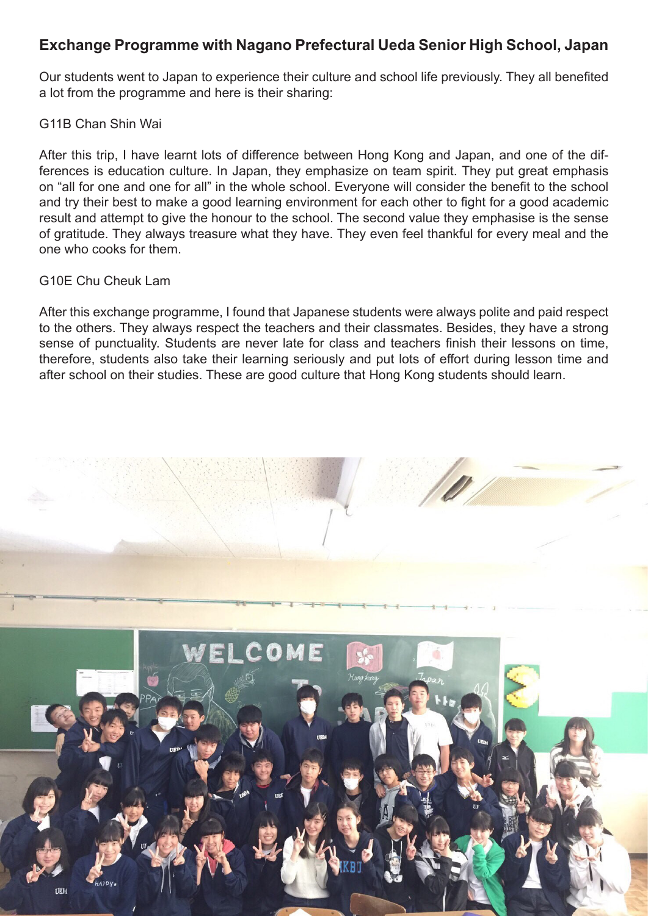## Exchange Programme with Nagano Prefectural Ueda Senior High School, Japan

Our students went to Japan to experience their culture and school life previously. They all benefited a lot from the programme and here is their sharing:

G11B Chan Shin Wai

After this trip, I have learnt lots of difference between Hong Kong and Japan, and one of the differences is education culture. In Japan, they emphasize on team spirit. They put great emphasis on "all for one and one for all" in the whole school. Everyone will consider the benefit to the school and try their best to make a good learning environment for each other to fight for a good academic result and attempt to give the honour to the school. The second value they emphasise is the sense of gratitude. They always treasure what they have. They even feel thankful for every meal and the one who cooks for them.

G10E Chu Cheuk Lam

After this exchange programme, I found that Japanese students were always polite and paid respect to the others. They always respect the teachers and their classmates. Besides, they have a strong sense of punctuality. Students are never late for class and teachers finish their lessons on time, therefore, students also take their learning seriously and put lots of effort during lesson time and after school on their studies. These are good culture that Hong Kong students should learn.